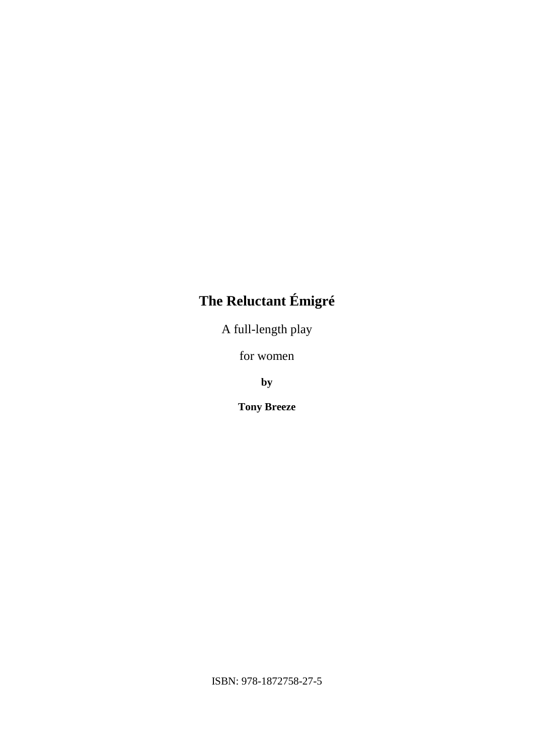# The Reluctant Émigré

A full-length play

for women

**by**

**Tony Breeze**

ISBN: 978-1872758-27-5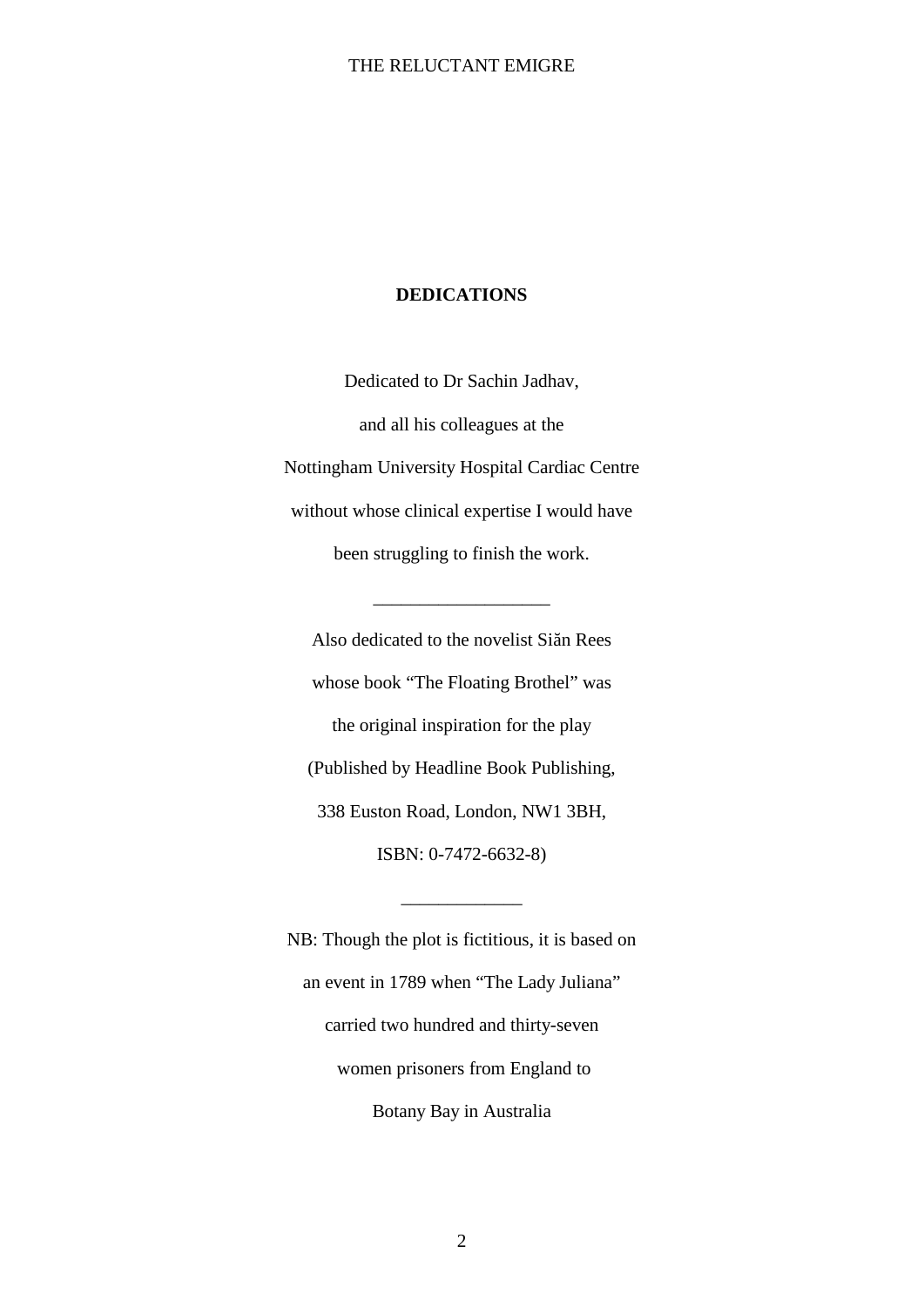## DEDICATIONS

Dedicated to Dr Sachin Jadhav,

and all his colleagues at the

Nottingham University Hospital Cardiac Centre

without whose clinical expertise I would have

been struggling to finish the work.

\_\_\_\_\_\_\_\_\_\_\_\_\_\_\_\_\_\_

Also dedicated to the novelist Siăn Rees

whose book “The Floating Brothel” was

the original inspiration for the play

(Published by Headline Book Publishing,

338 Euston Road, London, NW1 3BH,

ISBN: 0-7472-6632-8)

\_\_\_\_\_\_\_\_\_\_\_\_

NB: Though the plot is fictitious, it is based on

an event in 1789 when “The Lady Juliana”

carried two hundred and thirty-seven

women prisoners from England to

Botany Bay in Australia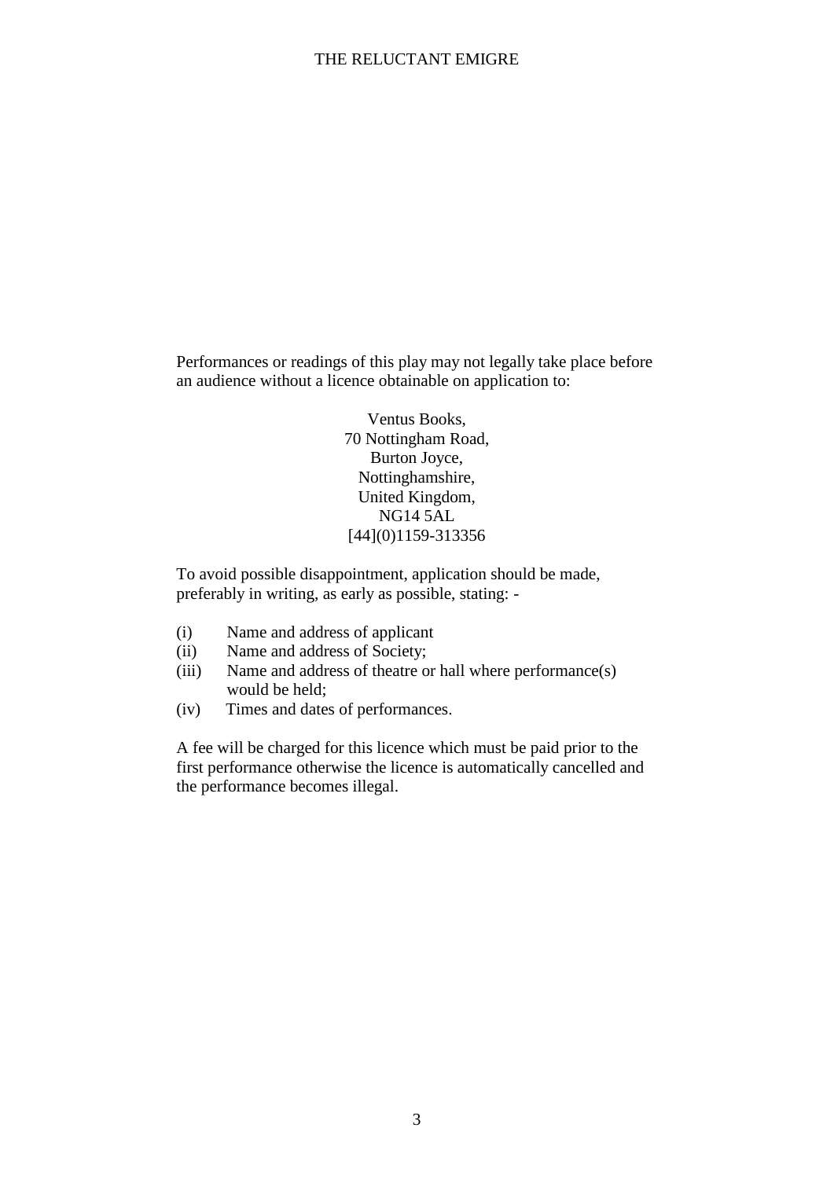Performances or readings of this play may not legally take place before an audience without a licence obtainable on application to:

Ventus Books,  
70 Nottingham Road,  
Burton Joyce,  
Nottinghamshire,  
United Kingdom,  
NG14 5AL  
[44](0)1159-313356

To avoid possible disappointment, application should be made, preferably in writing, as early as possible, stating: -

(i) Name and address of applicant  
(ii) Name and address of Society;  
(iii) Name and address of theatre or hall where performance(s) would be held;  
(iv) Times and dates of performances.

A fee will be charged for this licence which must be paid prior to the first performance otherwise the licence is automatically cancelled and the performance becomes illegal.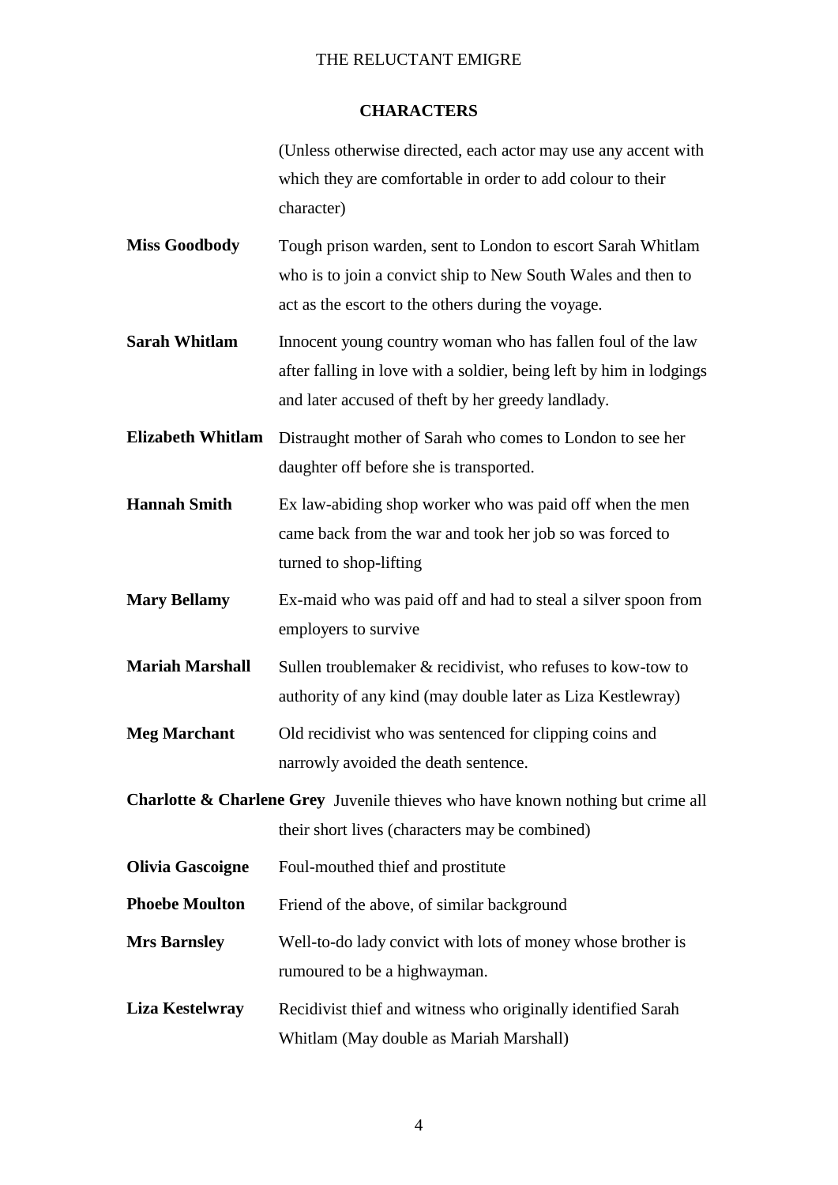## CHARACTERS

(Unless otherwise directed, each actor may use any accent with which they are comfortable in order to add colour to their character)

**Miss Goodbody** Tough prison warden, sent to London to escort Sarah Whitlam who is to join a convict ship to New South Wales and then to act as the escort to the others during the voyage.

**Sarah Whitlam** Innocent young country woman who has fallen foul of the law after falling in love with a soldier, being left by him in lodgings and later accused of theft by her greedy landlady.

**Elizabeth Whitlam** Distraught mother of Sarah who comes to London to see her daughter off before she is transported.

**Hannah Smith** Ex law-abiding shop worker who was paid off when the men came back from the war and took her job so was forced to turned to shop-lifting

**Mary Bellamy** Ex-maid who was paid off and had to steal a silver spoon from employers to survive

**Mariah Marshall** Sullen troublemaker & recidivist, who refuses to kow-tow to authority of any kind (may double later as Liza Kestlewray)

**Meg Marchant** Old recidivist who was sentenced for clipping coins and narrowly avoided the death sentence.

**Charlotte & Charlene Grey** Juvenile thieves who have known nothing but crime all their short lives (characters may be combined)

**Olivia Gascoigne** Foul-mouthed thief and prostitute

**Phoebe Moulton** Friend of the above, of similar background

**Mrs Barnsley** Well-to-do lady convict with lots of money whose brother is rumoured to be a highwayman.

**Liza Kestelwray** Recidivist thief and witness who originally identified Sarah Whitlam (May double as Mariah Marshall)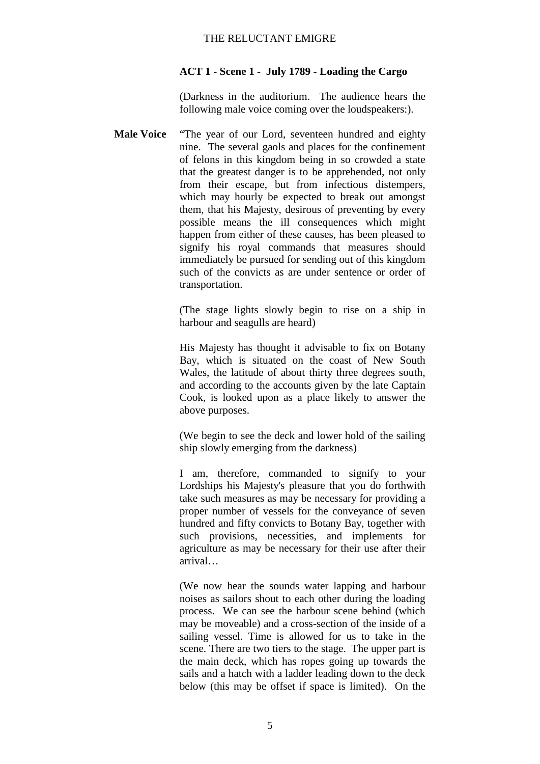**ACT 1 - Scene 1 - July 1789 - Loading the Cargo**

(Darkness in the auditorium. The audience hears the following male voice coming over the loudspeakers:).

**Male Voice** "The year of our Lord, seventeen hundred and eighty nine. The several gaols and places for the confinement of felons in this kingdom being in so crowded a state that the greatest danger is to be apprehended, not only from their escape, but from infectious distempers, which may hourly be expected to break out amongst them, that his Majesty, desirous of preventing by every possible means the ill consequences which might happen from either of these causes, has been pleased to signify his royal commands that measures should immediately be pursued for sending out of this kingdom such of the convicts as are under sentence or order of transportation.

(The stage lights slowly begin to rise on a ship in harbour and seagulls are heard)

His Majesty has thought it advisable to fix on Botany Bay, which is situated on the coast of New South Wales, the latitude of about thirty three degrees south, and according to the accounts given by the late Captain Cook, is looked upon as a place likely to answer the above purposes.

(We begin to see the deck and lower hold of the sailing ship slowly emerging from the darkness)

I am, therefore, commanded to signify to your Lordships his Majesty's pleasure that you do forthwith take such measures as may be necessary for providing a proper number of vessels for the conveyance of seven hundred and fifty convicts to Botany Bay, together with such provisions, necessities, and implements for agriculture as may be necessary for their use after their arrival…

(We now hear the sounds water lapping and harbour noises as sailors shout to each other during the loading process. We can see the harbour scene behind (which may be moveable) and a cross-section of the inside of a sailing vessel. Time is allowed for us to take in the scene. There are two tiers to the stage. The upper part is the main deck, which has ropes going up towards the sails and a hatch with a ladder leading down to the deck below (this may be offset if space is limited). On the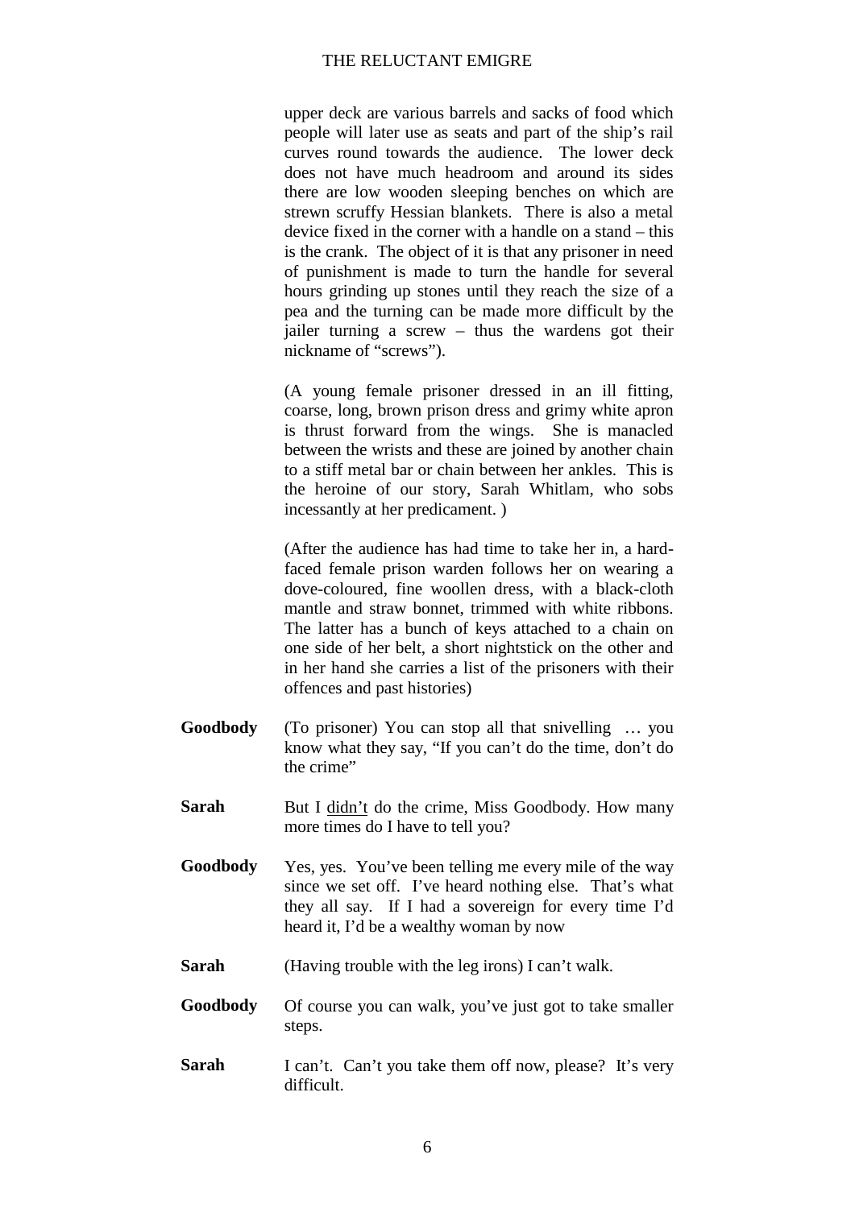upper deck are various barrels and sacks of food which people will later use as seats and part of the ship's rail curves round towards the audience. The lower deck does not have much headroom and around its sides there are low wooden sleeping benches on which are strewn scruffy Hessian blankets. There is also a metal device fixed in the corner with a handle on a stand – this is the crank. The object of it is that any prisoner in need of punishment is made to turn the handle for several hours grinding up stones until they reach the size of a pea and the turning can be made more difficult by the jailer turning a screw – thus the wardens got their nickname of "screws").

(A young female prisoner dressed in an ill fitting, coarse, long, brown prison dress and grimy white apron is thrust forward from the wings. She is manacled between the wrists and these are joined by another chain to a stiff metal bar or chain between her ankles. This is the heroine of our story, Sarah Whitlam, who sobs incessantly at her predicament. )

(After the audience has had time to take her in, a hard-faced female prison warden follows her on wearing a dove-coloured, fine woollen dress, with a black-cloth mantle and straw bonnet, trimmed with white ribbons. The latter has a bunch of keys attached to a chain on one side of her belt, a short nightstick on the other and in her hand she carries a list of the prisoners with their offences and past histories)

**Goodbody** (To prisoner) You can stop all that snivelling … you know what they say, "If you can't do the time, don't do the crime"

**Sarah** But I <u>didn't</u> do the crime, Miss Goodbody. How many more times do I have to tell you?

**Goodbody** Yes, yes. You've been telling me every mile of the way since we set off. I've heard nothing else. That's what they all say. If I had a sovereign for every time I'd heard it, I'd be a wealthy woman by now

**Sarah** (Having trouble with the leg irons) I can't walk.

**Goodbody** Of course you can walk, you've just got to take smaller steps.

**Sarah** I can't. Can't you take them off now, please? It's very difficult.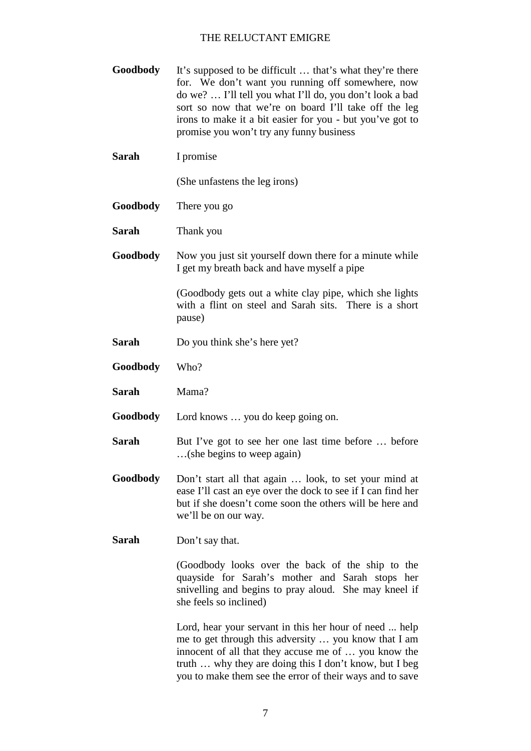**Goodbody** It's supposed to be difficult … that's what they're there for. We don't want you running off somewhere, now do we? … I'll tell you what I'll do, you don't look a bad sort so now that we're on board I'll take off the leg irons to make it a bit easier for you - but you've got to promise you won't try any funny business

**Sarah** I promise

(She unfastens the leg irons)

**Goodbody** There you go

**Sarah** Thank you

**Goodbody** Now you just sit yourself down there for a minute while I get my breath back and have myself a pipe

(Goodbody gets out a white clay pipe, which she lights with a flint on steel and Sarah sits. There is a short pause)

**Sarah** Do you think she's here yet?

**Goodbody** Who?

**Sarah** Mama?

**Goodbody** Lord knows … you do keep going on.

**Sarah** But I've got to see her one last time before … before …(she begins to weep again)

**Goodbody** Don't start all that again … look, to set your mind at ease I'll cast an eye over the dock to see if I can find her but if she doesn't come soon the others will be here and we'll be on our way.

**Sarah** Don't say that.

(Goodbody looks over the back of the ship to the quayside for Sarah's mother and Sarah stops her snivelling and begins to pray aloud. She may kneel if she feels so inclined)

Lord, hear your servant in this her hour of need ... help me to get through this adversity … you know that I am innocent of all that they accuse me of … you know the truth … why they are doing this I don't know, but I beg you to make them see the error of their ways and to save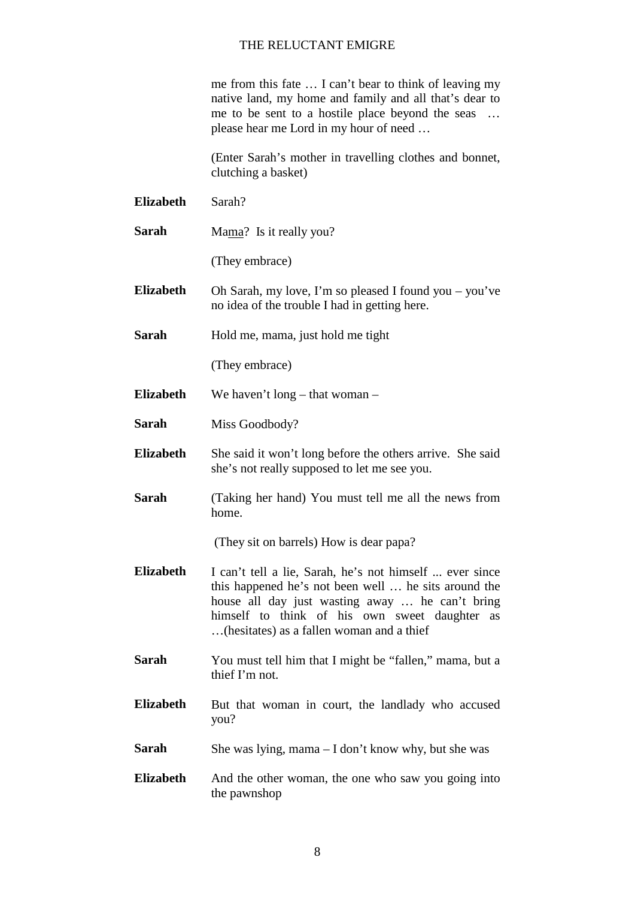me from this fate … I can't bear to think of leaving my native land, my home and family and all that's dear to me to be sent to a hostile place beyond the seas … please hear me Lord in my hour of need …

(Enter Sarah's mother in travelling clothes and bonnet, clutching a basket)

**Elizabeth** Sarah?

**Sarah** Ma<u>ma</u>? Is it really you?

(They embrace)

**Elizabeth** Oh Sarah, my love, I'm so pleased I found you – you've no idea of the trouble I had in getting here.

**Sarah** Hold me, mama, just hold me tight

(They embrace)

**Elizabeth** We haven't long – that woman –

**Sarah** Miss Goodbody?

**Elizabeth** She said it won't long before the others arrive. She said she's not really supposed to let me see you.

**Sarah** (Taking her hand) You must tell me all the news from home.

(They sit on barrels) How is dear papa?

**Elizabeth** I can't tell a lie, Sarah, he's not himself ... ever since this happened he's not been well … he sits around the house all day just wasting away … he can't bring himself to think of his own sweet daughter as …(hesitates) as a fallen woman and a thief

**Sarah** You must tell him that I might be "fallen," mama, but a thief I'm not.

**Elizabeth** But that woman in court, the landlady who accused you?

**Sarah** She was lying, mama – I don't know why, but she was

**Elizabeth** And the other woman, the one who saw you going into the pawnshop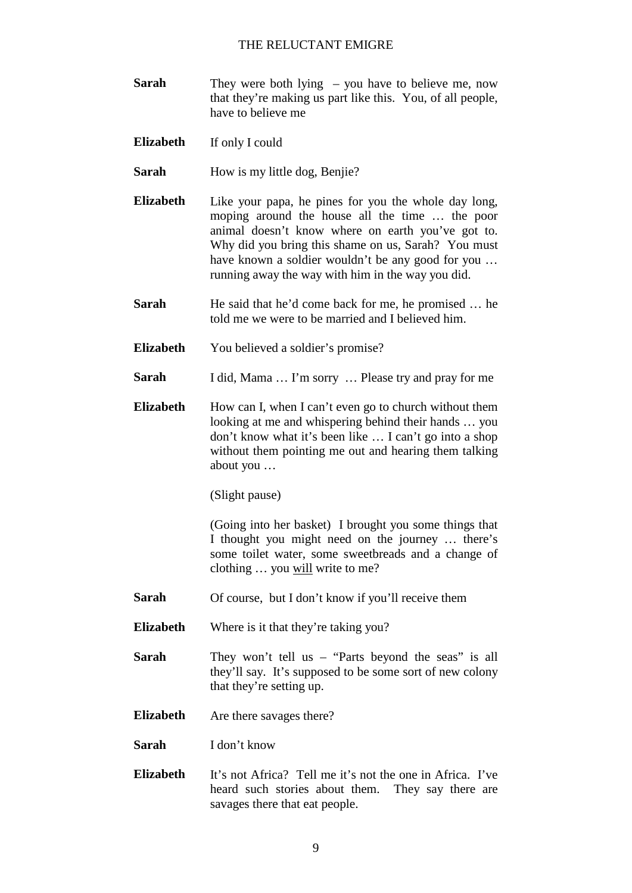**Sarah** They were both lying – you have to believe me, now that they're making us part like this. You, of all people, have to believe me

**Elizabeth** If only I could

**Sarah** How is my little dog, Benjie?

**Elizabeth** Like your papa, he pines for you the whole day long, moping around the house all the time … the poor animal doesn't know where on earth you've got to. Why did you bring this shame on us, Sarah? You must have known a soldier wouldn't be any good for you … running away the way with him in the way you did.

**Sarah** He said that he'd come back for me, he promised … he told me we were to be married and I believed him.

**Elizabeth** You believed a soldier's promise?

**Sarah** I did, Mama … I'm sorry … Please try and pray for me

**Elizabeth** How can I, when I can't even go to church without them looking at me and whispering behind their hands … you don't know what it's been like … I can't go into a shop without them pointing me out and hearing them talking about you …

(Slight pause)

(Going into her basket) I brought you some things that I thought you might need on the journey … there's some toilet water, some sweetbreads and a change of clothing … you <u>will</u> write to me?

**Sarah** Of course, but I don't know if you'll receive them

**Elizabeth** Where is it that they're taking you?

**Sarah** They won't tell us – "Parts beyond the seas" is all they'll say. It's supposed to be some sort of new colony that they're setting up.

**Elizabeth** Are there savages there?

**Sarah** I don't know

**Elizabeth** It's not Africa? Tell me it's not the one in Africa. I've heard such stories about them. They say there are savages there that eat people.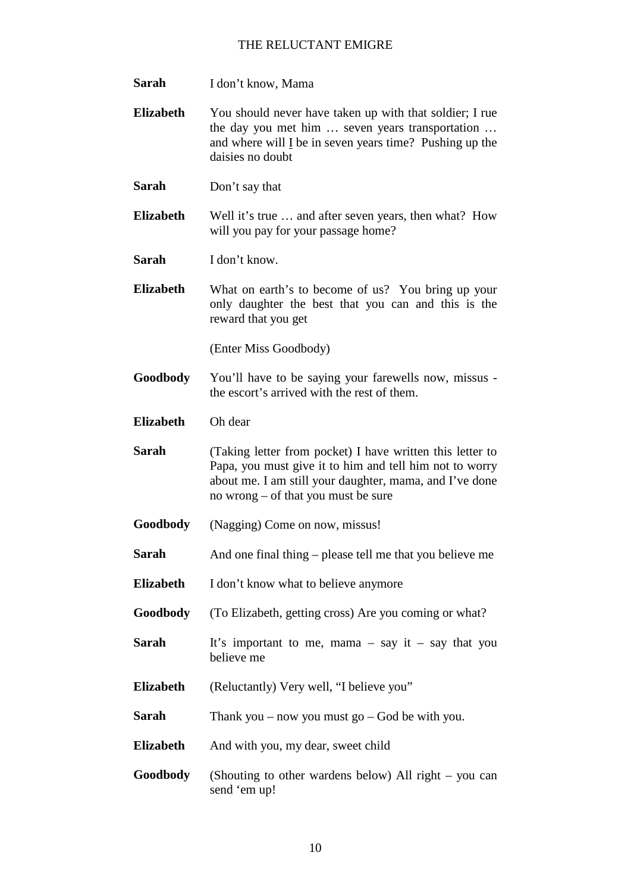**Sarah** I don't know, Mama

**Elizabeth** You should never have taken up with that soldier; I rue the day you met him … seven years transportation … and where will I be in seven years time? Pushing up the daisies no doubt

**Sarah** Don't say that

**Elizabeth** Well it's true … and after seven years, then what? How will you pay for your passage home?

**Sarah** I don't know.

**Elizabeth** What on earth's to become of us? You bring up your only daughter the best that you can and this is the reward that you get

(Enter Miss Goodbody)

**Goodbody** You'll have to be saying your farewells now, missus - the escort's arrived with the rest of them.

**Elizabeth** Oh dear

**Sarah** (Taking letter from pocket) I have written this letter to Papa, you must give it to him and tell him not to worry about me. I am still your daughter, mama, and I've done no wrong – of that you must be sure

**Goodbody** (Nagging) Come on now, missus!

**Sarah** And one final thing – please tell me that you believe me

**Elizabeth** I don't know what to believe anymore

**Goodbody** (To Elizabeth, getting cross) Are you coming or what?

**Sarah** It's important to me, mama – say it – say that you believe me

**Elizabeth** (Reluctantly) Very well, "I believe you"

**Sarah** Thank you – now you must go – God be with you.

**Elizabeth** And with you, my dear, sweet child

**Goodbody** (Shouting to other wardens below) All right – you can send 'em up!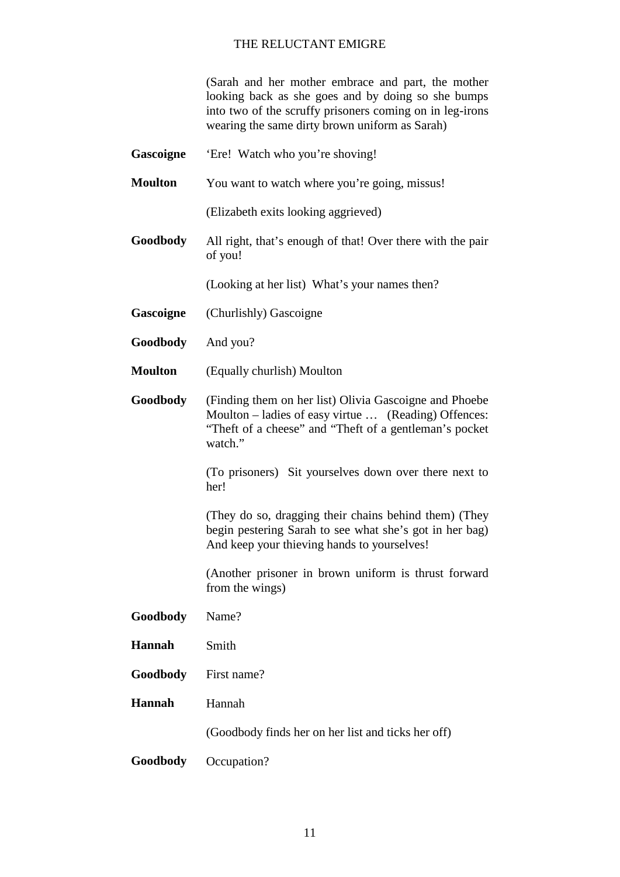(Sarah and her mother embrace and part, the mother looking back as she goes and by doing so she bumps into two of the scruffy prisoners coming on in leg-irons wearing the same dirty brown uniform as Sarah)

**Gascoigne** 'Ere! Watch who you're shoving!

**Moulton** You want to watch where you're going, missus!

(Elizabeth exits looking aggrieved)

**Goodbody** All right, that's enough of that! Over there with the pair of you!

(Looking at her list) What's your names then?

**Gascoigne** (Churlishly) Gascoigne

**Goodbody** And you?

**Moulton** (Equally churlish) Moulton

**Goodbody** (Finding them on her list) Olivia Gascoigne and Phoebe Moulton – ladies of easy virtue … (Reading) Offences: "Theft of a cheese" and "Theft of a gentleman's pocket watch."

(To prisoners) Sit yourselves down over there next to her!

(They do so, dragging their chains behind them) (They begin pestering Sarah to see what she's got in her bag) And keep your thieving hands to yourselves!

(Another prisoner in brown uniform is thrust forward from the wings)

**Goodbody** Name?

**Hannah** Smith

**Goodbody** First name?

**Hannah** Hannah

(Goodbody finds her on her list and ticks her off)

**Goodbody** Occupation?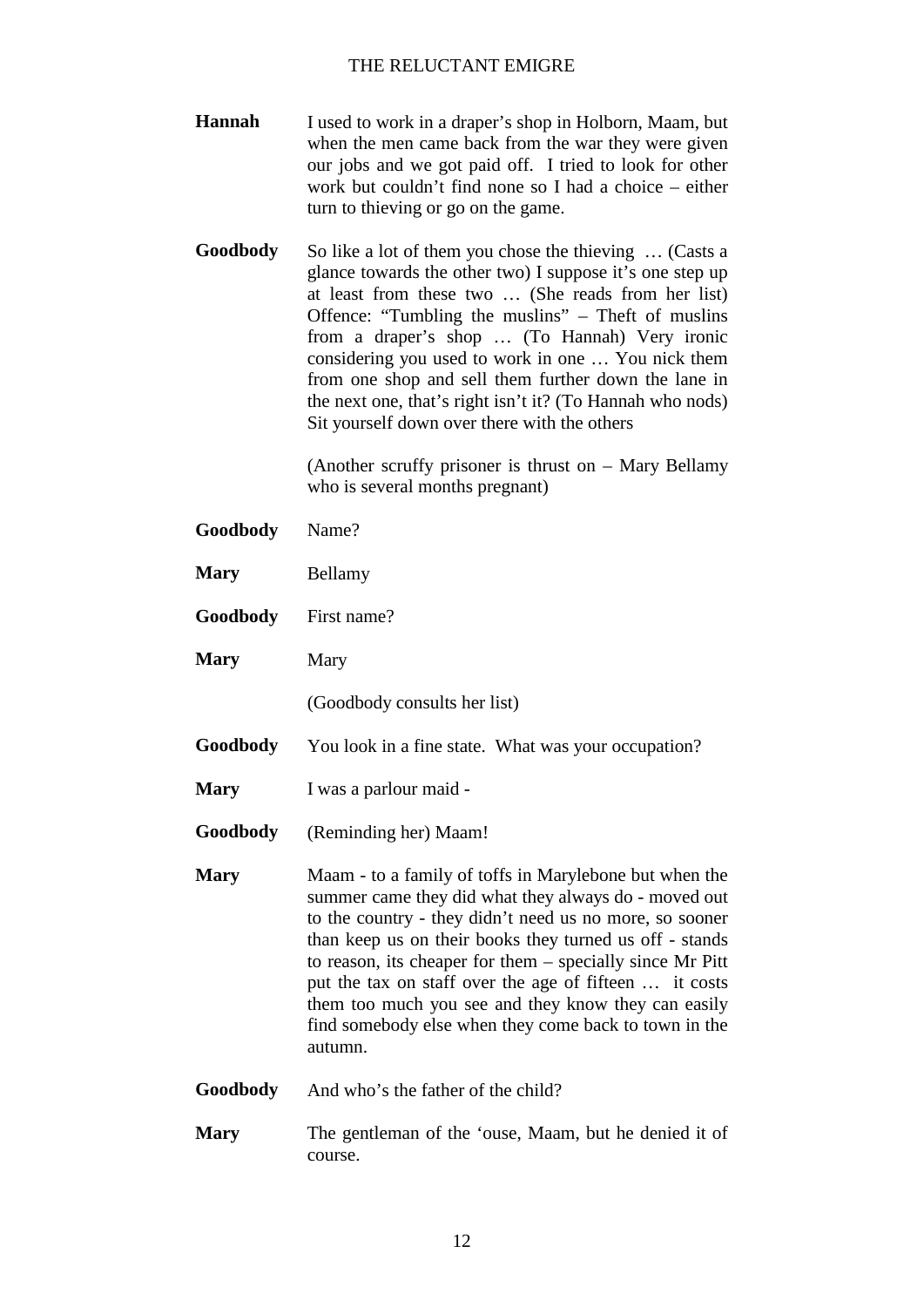**Hannah** I used to work in a draper's shop in Holborn, Maam, but when the men came back from the war they were given our jobs and we got paid off. I tried to look for other work but couldn't find none so I had a choice – either turn to thieving or go on the game.

**Goodbody** So like a lot of them you chose the thieving … (Casts a glance towards the other two) I suppose it's one step up at least from these two … (She reads from her list) Offence: "Tumbling the muslins" – Theft of muslins from a draper's shop … (To Hannah) Very ironic considering you used to work in one … You nick them from one shop and sell them further down the lane in the next one, that's right isn't it? (To Hannah who nods) Sit yourself down over there with the others

(Another scruffy prisoner is thrust on – Mary Bellamy who is several months pregnant)

**Goodbody** Name?

**Mary** Bellamy

**Goodbody** First name?

**Mary** Mary

(Goodbody consults her list)

**Goodbody** You look in a fine state. What was your occupation?

**Mary** I was a parlour maid -

**Goodbody** (Reminding her) Maam!

**Mary** Maam - to a family of toffs in Marylebone but when the summer came they did what they always do - moved out to the country - they didn't need us no more, so sooner than keep us on their books they turned us off - stands to reason, its cheaper for them – specially since Mr Pitt put the tax on staff over the age of fifteen … it costs them too much you see and they know they can easily find somebody else when they come back to town in the autumn.

**Goodbody** And who's the father of the child?

**Mary** The gentleman of the 'ouse, Maam, but he denied it of course.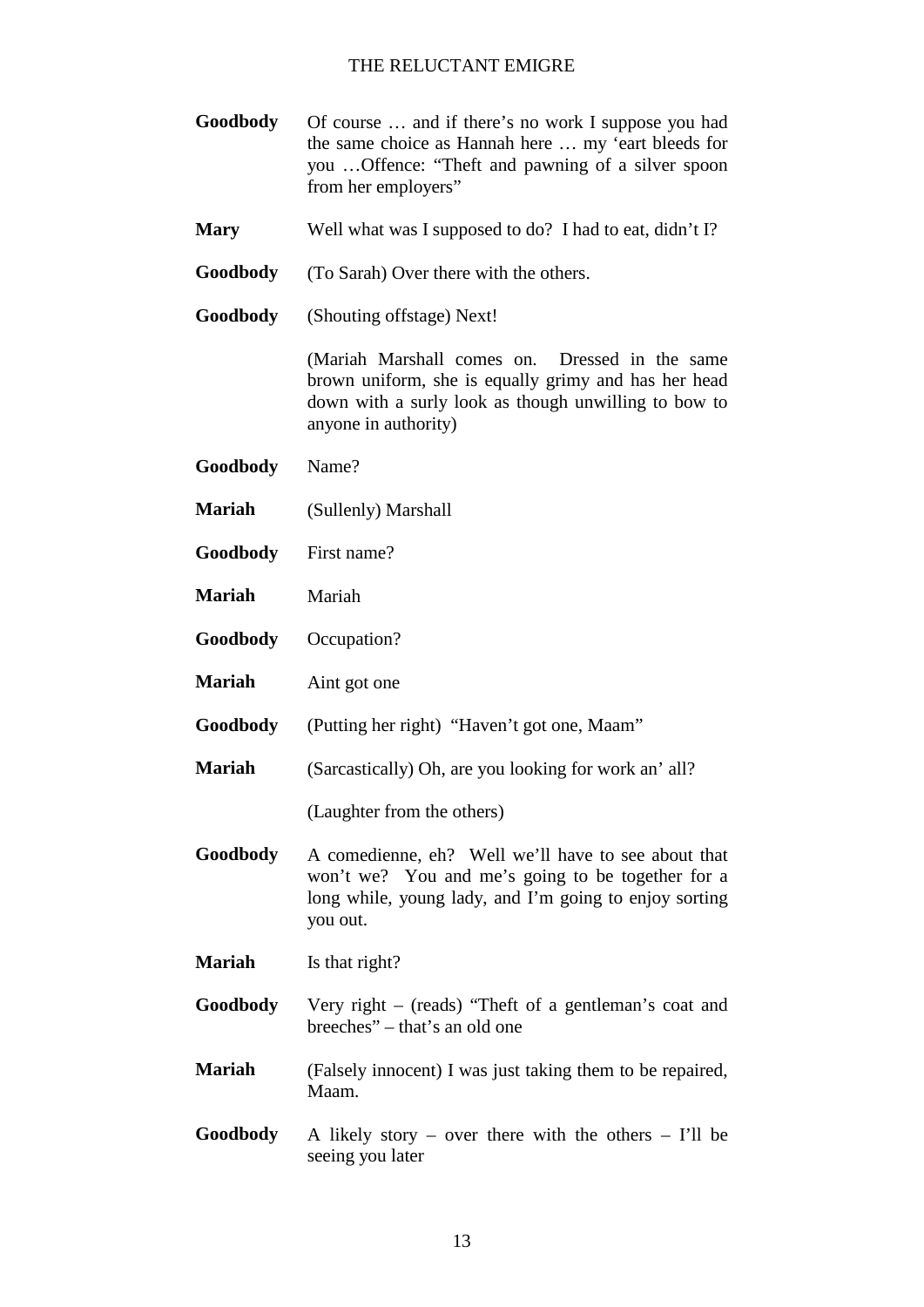**Goodbody** Of course … and if there's no work I suppose you had the same choice as Hannah here … my 'eart bleeds for you …Offence: "Theft and pawning of a silver spoon from her employers"

**Mary** Well what was I supposed to do? I had to eat, didn't I?

**Goodbody** (To Sarah) Over there with the others.

**Goodbody** (Shouting offstage) Next!

(Mariah Marshall comes on. Dressed in the same brown uniform, she is equally grimy and has her head down with a surly look as though unwilling to bow to anyone in authority)

**Goodbody** Name?

**Mariah** (Sullenly) Marshall

**Goodbody** First name?

**Mariah** Mariah

**Goodbody** Occupation?

**Mariah** Aint got one

**Goodbody** (Putting her right) "Haven't got one, Maam"

**Mariah** (Sarcastically) Oh, are you looking for work an' all?

(Laughter from the others)

**Goodbody** A comedienne, eh? Well we'll have to see about that won't we? You and me's going to be together for a long while, young lady, and I'm going to enjoy sorting you out.

**Mariah** Is that right?

**Goodbody** Very right – (reads) "Theft of a gentleman's coat and breeches" – that's an old one

**Mariah** (Falsely innocent) I was just taking them to be repaired, Maam.

**Goodbody** A likely story – over there with the others – I'll be seeing you later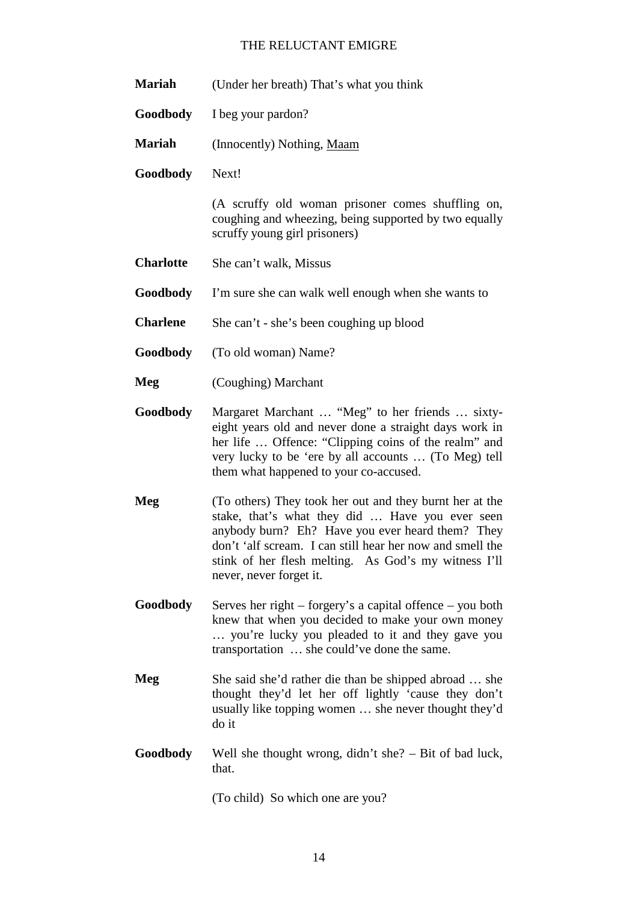**Mariah** (Under her breath) That's what you think

**Goodbody** I beg your pardon?

**Mariah** (Innocently) Nothing, <u>Maam</u>

**Goodbody** Next!

(A scruffy old woman prisoner comes shuffling on, coughing and wheezing, being supported by two equally scruffy young girl prisoners)

**Charlotte** She can't walk, Missus

**Goodbody** I'm sure she can walk well enough when she wants to

**Charlene** She can't - she's been coughing up blood

**Goodbody** (To old woman) Name?

**Meg** (Coughing) Marchant

**Goodbody** Margaret Marchant … "Meg" to her friends … sixty-eight years old and never done a straight days work in her life … Offence: "Clipping coins of the realm" and very lucky to be 'ere by all accounts … (To Meg) tell them what happened to your co-accused.

**Meg** (To others) They took her out and they burnt her at the stake, that's what they did … Have you ever seen anybody burn? Eh? Have you ever heard them? They don't 'alf scream. I can still hear her now and smell the stink of her flesh melting. As God's my witness I'll never, never forget it.

**Goodbody** Serves her right – forgery's a capital offence – you both knew that when you decided to make your own money … you're lucky you pleaded to it and they gave you transportation … she could've done the same.

**Meg** She said she'd rather die than be shipped abroad … she thought they'd let her off lightly 'cause they don't usually like topping women … she never thought they'd do it

**Goodbody** Well she thought wrong, didn't she? – Bit of bad luck, that.

(To child) So which one are you?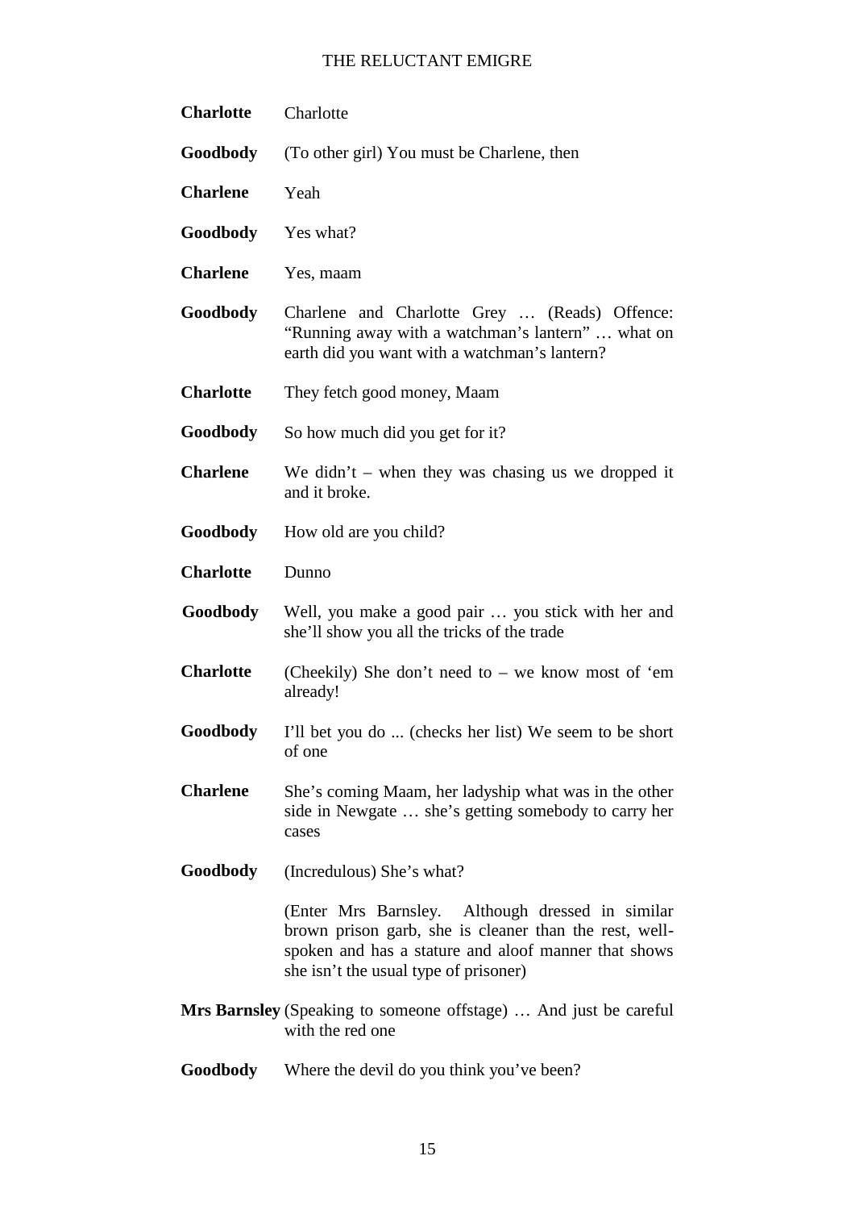**Charlotte** Charlotte

**Goodbody** (To other girl) You must be Charlene, then

**Charlene** Yeah

**Goodbody** Yes what?

**Charlene** Yes, maam

**Goodbody** Charlene and Charlotte Grey … (Reads) Offence: "Running away with a watchman's lantern" … what on earth did you want with a watchman's lantern?

**Charlotte** They fetch good money, Maam

**Goodbody** So how much did you get for it?

**Charlene** We didn't – when they was chasing us we dropped it and it broke.

**Goodbody** How old are you child?

**Charlotte** Dunno

**Goodbody** Well, you make a good pair … you stick with her and she'll show you all the tricks of the trade

**Charlotte** (Cheekily) She don't need to – we know most of 'em already!

**Goodbody** I'll bet you do ... (checks her list) We seem to be short of one

**Charlene** She's coming Maam, her ladyship what was in the other side in Newgate … she's getting somebody to carry her cases

**Goodbody** (Incredulous) She's what?

(Enter Mrs Barnsley. Although dressed in similar brown prison garb, she is cleaner than the rest, well-spoken and has a stature and aloof manner that shows she isn't the usual type of prisoner)

**Mrs Barnsley** (Speaking to someone offstage) … And just be careful with the red one

**Goodbody** Where the devil do you think you've been?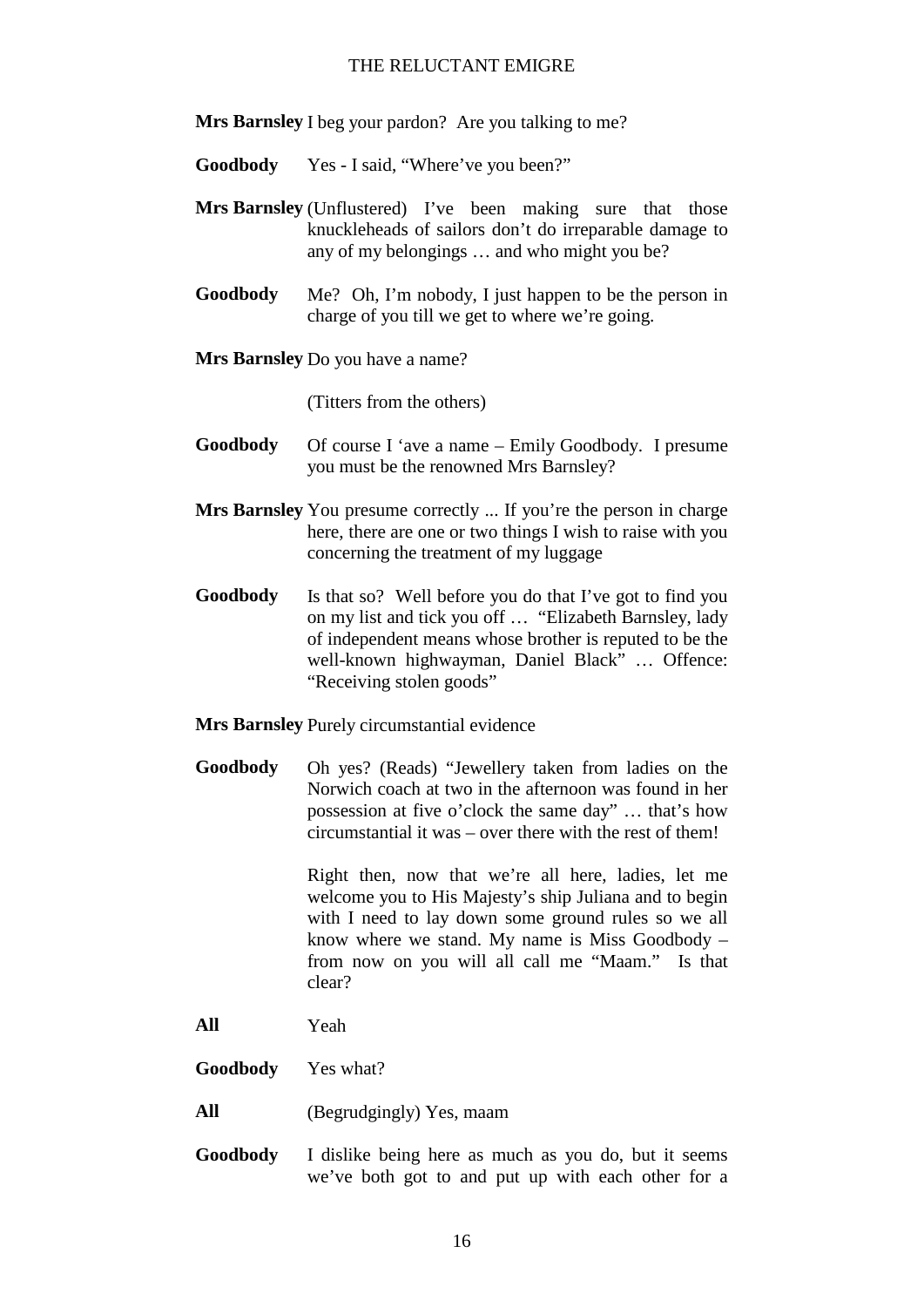**Mrs Barnsley** I beg your pardon? Are you talking to me?

**Goodbody** Yes - I said, "Where've you been?"

**Mrs Barnsley** (Unflustered) I've been making sure that those knuckleheads of sailors don't do irreparable damage to any of my belongings … and who might you be?

**Goodbody** Me? Oh, I'm nobody, I just happen to be the person in charge of you till we get to where we're going.

**Mrs Barnsley** Do you have a name?

(Titters from the others)

**Goodbody** Of course I 'ave a name – Emily Goodbody. I presume you must be the renowned Mrs Barnsley?

**Mrs Barnsley** You presume correctly ... If you're the person in charge here, there are one or two things I wish to raise with you concerning the treatment of my luggage

**Goodbody** Is that so? Well before you do that I've got to find you on my list and tick you off … "Elizabeth Barnsley, lady of independent means whose brother is reputed to be the well-known highwayman, Daniel Black" … Offence: "Receiving stolen goods"

**Mrs Barnsley** Purely circumstantial evidence

**Goodbody** Oh yes? (Reads) "Jewellery taken from ladies on the Norwich coach at two in the afternoon was found in her possession at five o'clock the same day" … that's how circumstantial it was – over there with the rest of them!

Right then, now that we're all here, ladies, let me welcome you to His Majesty's ship Juliana and to begin with I need to lay down some ground rules so we all know where we stand. My name is Miss Goodbody – from now on you will all call me "Maam." Is that clear?

**All** Yeah

**Goodbody** Yes what?

**All** (Begrudgingly) Yes, maam

**Goodbody** I dislike being here as much as you do, but it seems we've both got to and put up with each other for a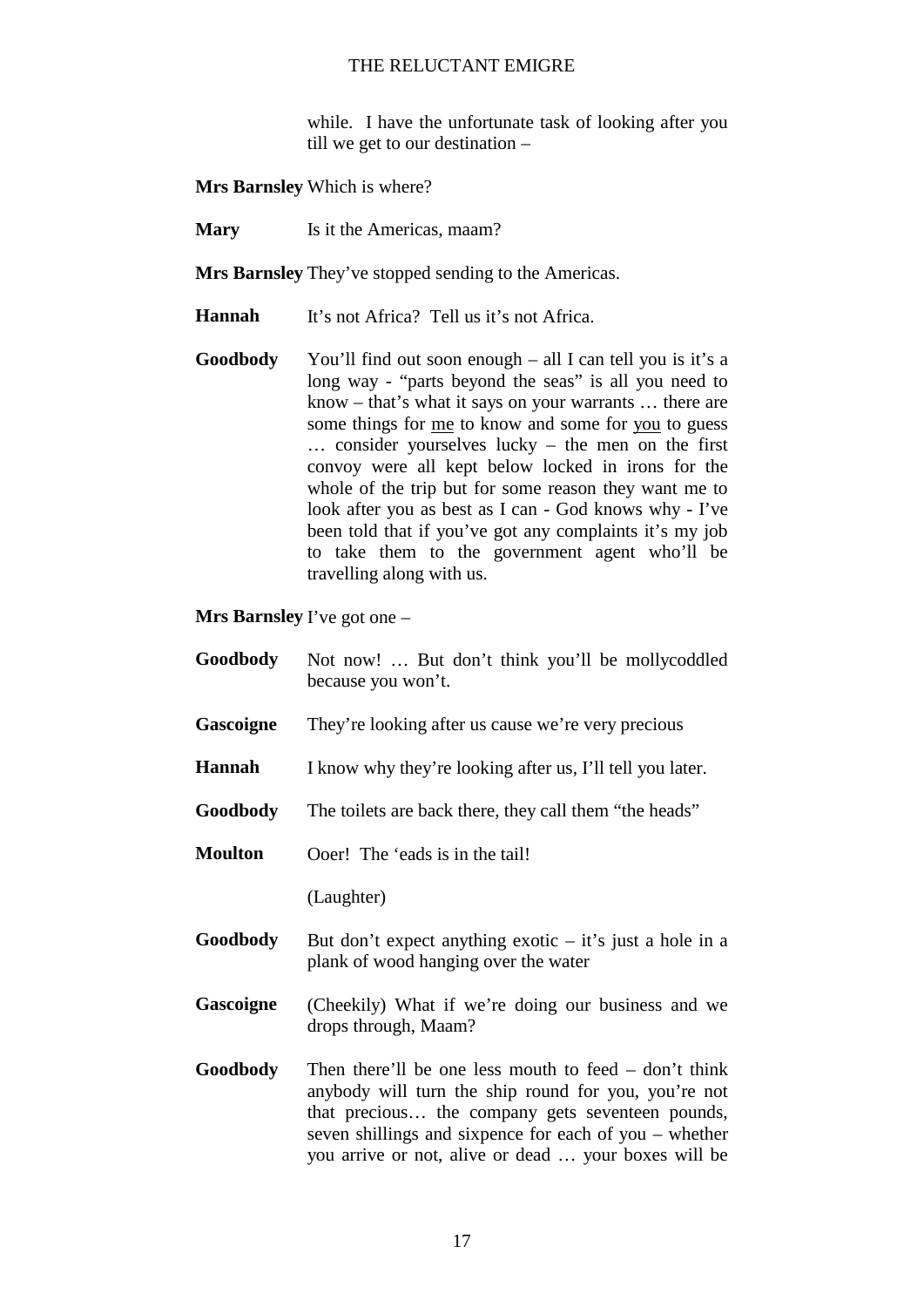while. I have the unfortunate task of looking after you till we get to our destination –

**Mrs Barnsley** Which is where?

**Mary** Is it the Americas, maam?

**Mrs Barnsley** They've stopped sending to the Americas.

**Hannah** It's not Africa? Tell us it's not Africa.

**Goodbody** You'll find out soon enough – all I can tell you is it's a long way - "parts beyond the seas" is all you need to know – that's what it says on your warrants … there are some things for <u>me</u> to know and some for <u>you</u> to guess … consider yourselves lucky – the men on the first convoy were all kept below locked in irons for the whole of the trip but for some reason they want me to look after you as best as I can - God knows why - I've been told that if you've got any complaints it's my job to take them to the government agent who'll be travelling along with us.

**Mrs Barnsley** I've got one –

**Goodbody** Not now! … But don't think you'll be mollycoddled because you won't.

**Gascoigne** They're looking after us cause we're very precious

**Hannah** I know why they're looking after us, I'll tell you later.

**Goodbody** The toilets are back there, they call them "the heads"

**Moulton** Ooer! The 'eads is in the tail!

(Laughter)

**Goodbody** But don't expect anything exotic – it's just a hole in a plank of wood hanging over the water

**Gascoigne** (Cheekily) What if we're doing our business and we drops through, Maam?

**Goodbody** Then there'll be one less mouth to feed – don't think anybody will turn the ship round for you, you're not that precious… the company gets seventeen pounds, seven shillings and sixpence for each of you – whether you arrive or not, alive or dead … your boxes will be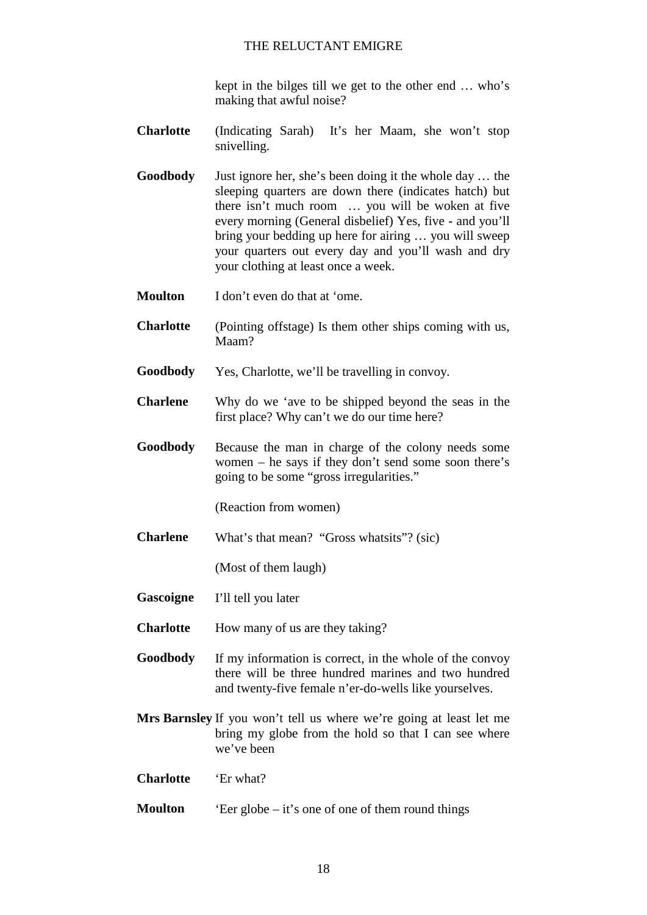kept in the bilges till we get to the other end … who's making that awful noise?

**Charlotte** (Indicating Sarah) It's her Maam, she won't stop snivelling.

**Goodbody** Just ignore her, she's been doing it the whole day … the sleeping quarters are down there (indicates hatch) but there isn't much room … you will be woken at five every morning (General disbelief) Yes, five - and you'll bring your bedding up here for airing … you will sweep your quarters out every day and you'll wash and dry your clothing at least once a week.

**Moulton** I don't even do that at 'ome.

**Charlotte** (Pointing offstage) Is them other ships coming with us, Maam?

**Goodbody** Yes, Charlotte, we'll be travelling in convoy.

**Charlene** Why do we 'ave to be shipped beyond the seas in the first place? Why can't we do our time here?

**Goodbody** Because the man in charge of the colony needs some women – he says if they don't send some soon there's going to be some "gross irregularities."

(Reaction from women)

**Charlene** What's that mean? "Gross whatsits"? (sic)

(Most of them laugh)

**Gascoigne** I'll tell you later

**Charlotte** How many of us are they taking?

**Goodbody** If my information is correct, in the whole of the convoy there will be three hundred marines and two hundred and twenty-five female n'er-do-wells like yourselves.

**Mrs Barnsley** If you won't tell us where we're going at least let me bring my globe from the hold so that I can see where we've been

**Charlotte** 'Er what?

**Moulton** 'Eer globe – it's one of one of them round things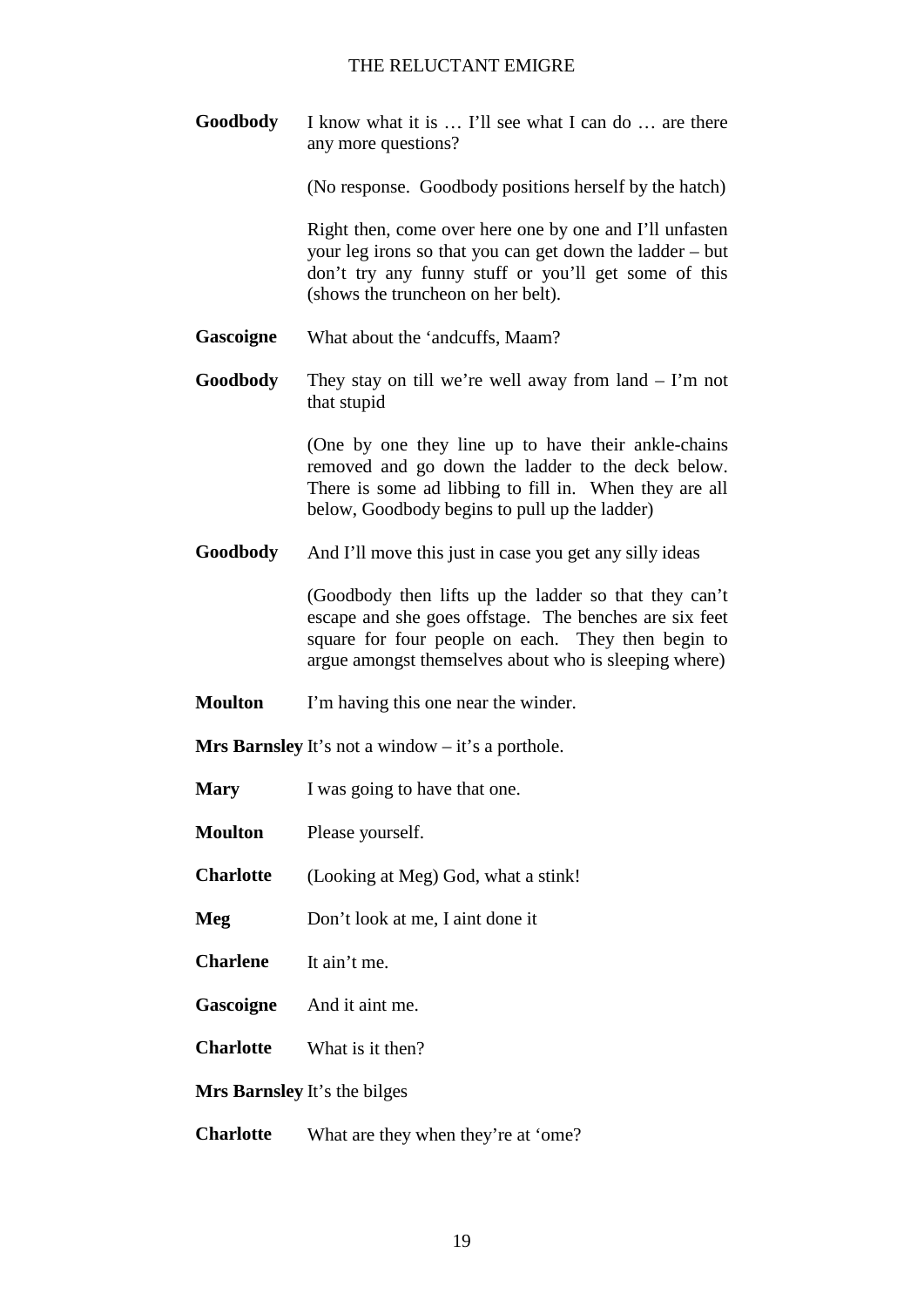**Goodbody** I know what it is … I'll see what I can do … are there any more questions?

(No response. Goodbody positions herself by the hatch)

Right then, come over here one by one and I'll unfasten your leg irons so that you can get down the ladder – but don't try any funny stuff or you'll get some of this (shows the truncheon on her belt).

**Gascoigne** What about the 'andcuffs, Maam?

**Goodbody** They stay on till we're well away from land – I'm not that stupid

(One by one they line up to have their ankle-chains removed and go down the ladder to the deck below. There is some ad libbing to fill in. When they are all below, Goodbody begins to pull up the ladder)

**Goodbody** And I'll move this just in case you get any silly ideas

(Goodbody then lifts up the ladder so that they can't escape and she goes offstage. The benches are six feet square for four people on each. They then begin to argue amongst themselves about who is sleeping where)

**Moulton** I'm having this one near the winder.

**Mrs Barnsley** It's not a window – it's a porthole.

**Mary** I was going to have that one.

**Moulton** Please yourself.

**Charlotte** (Looking at Meg) God, what a stink!

**Meg** Don't look at me, I aint done it

**Charlene** It ain't me.

**Gascoigne** And it aint me.

**Charlotte** What is it then?

**Mrs Barnsley** It's the bilges

**Charlotte** What are they when they're at 'ome?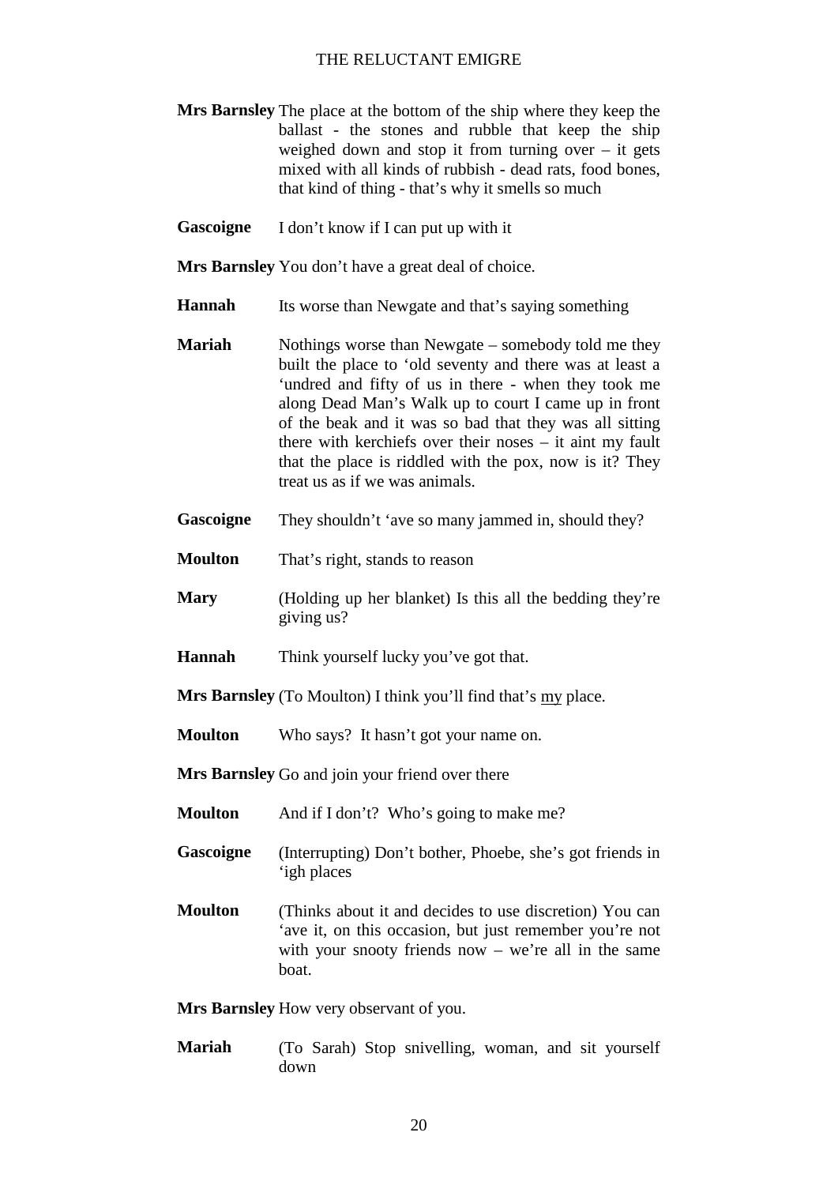**Mrs Barnsley** The place at the bottom of the ship where they keep the ballast - the stones and rubble that keep the ship weighed down and stop it from turning over – it gets mixed with all kinds of rubbish - dead rats, food bones, that kind of thing - that's why it smells so much

**Gascoigne** I don't know if I can put up with it

**Mrs Barnsley** You don't have a great deal of choice.

**Hannah** Its worse than Newgate and that's saying something

**Mariah** Nothings worse than Newgate – somebody told me they built the place to 'old seventy and there was at least a 'undred and fifty of us in there - when they took me along Dead Man's Walk up to court I came up in front of the beak and it was so bad that they was all sitting there with kerchiefs over their noses – it aint my fault that the place is riddled with the pox, now is it? They treat us as if we was animals.

**Gascoigne** They shouldn't 'ave so many jammed in, should they?

**Moulton** That's right, stands to reason

**Mary** (Holding up her blanket) Is this all the bedding they're giving us?

**Hannah** Think yourself lucky you've got that.

**Mrs Barnsley** (To Moulton) I think you'll find that's <u>my</u> place.

**Moulton** Who says? It hasn't got your name on.

**Mrs Barnsley** Go and join your friend over there

**Moulton** And if I don't? Who's going to make me?

**Gascoigne** (Interrupting) Don't bother, Phoebe, she's got friends in 'igh places

**Moulton** (Thinks about it and decides to use discretion) You can 'ave it, on this occasion, but just remember you're not with your snooty friends now – we're all in the same boat.

**Mrs Barnsley** How very observant of you.

**Mariah** (To Sarah) Stop snivelling, woman, and sit yourself down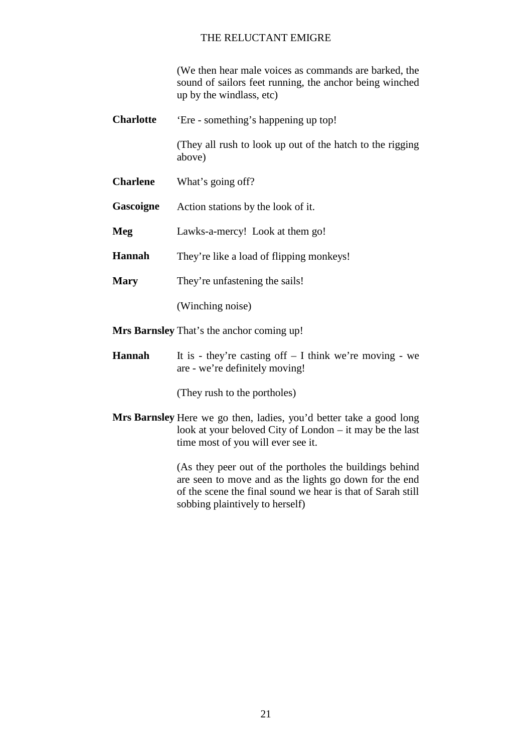(We then hear male voices as commands are barked, the sound of sailors feet running, the anchor being winched up by the windlass, etc)

**Charlotte** 'Ere - something's happening up top!

(They all rush to look up out of the hatch to the rigging above)

**Charlene** What's going off?

**Gascoigne** Action stations by the look of it.

**Meg** Lawks-a-mercy! Look at them go!

**Hannah** They're like a load of flipping monkeys!

**Mary** They're unfastening the sails!

(Winching noise)

**Mrs Barnsley** That's the anchor coming up!

**Hannah** It is - they're casting off – I think we're moving - we are - we're definitely moving!

(They rush to the portholes)

**Mrs Barnsley** Here we go then, ladies, you'd better take a good long look at your beloved City of London – it may be the last time most of you will ever see it.

(As they peer out of the portholes the buildings behind are seen to move and as the lights go down for the end of the scene the final sound we hear is that of Sarah still sobbing plaintively to herself)